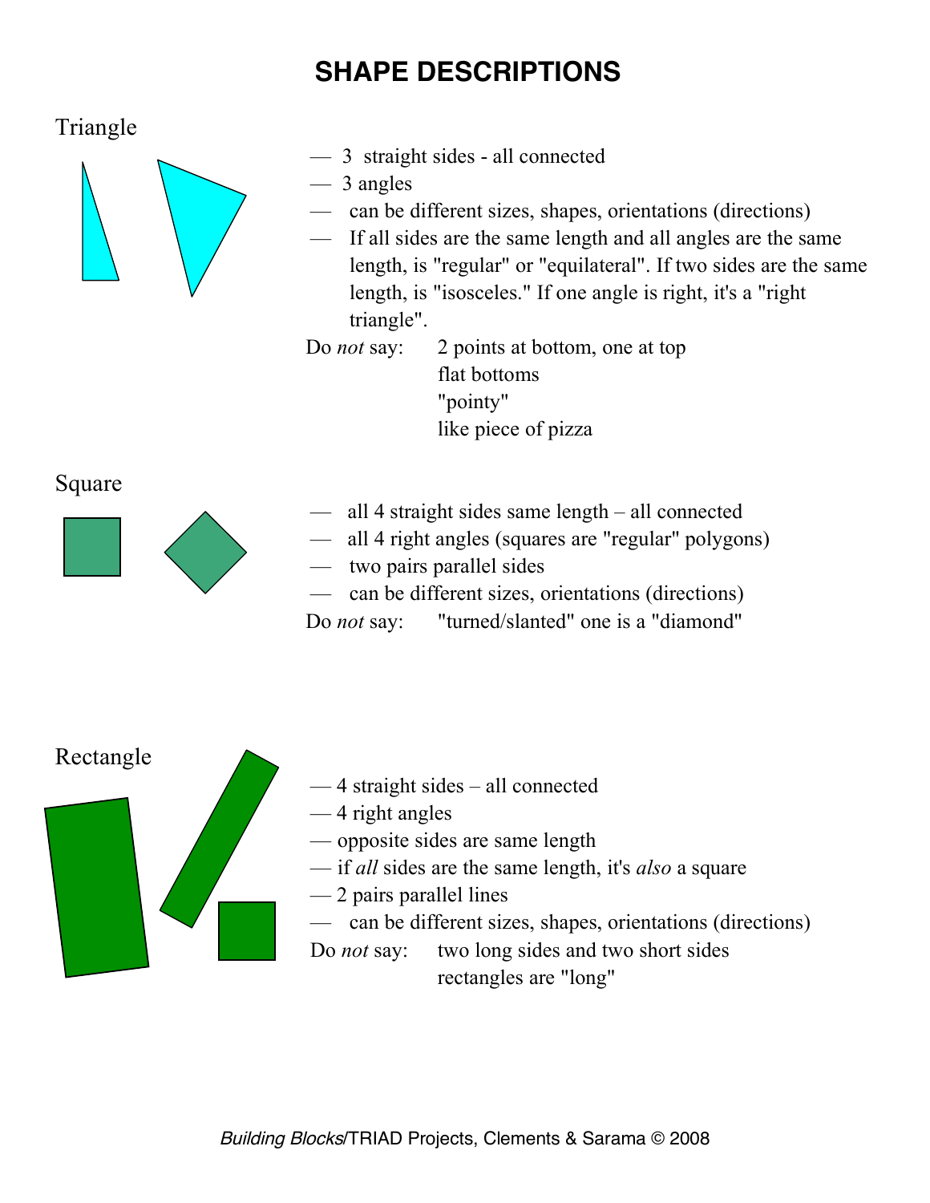# SHAPE DESCRIPTIONS

## Triangle

- 3 straight sides - all connected
- 3 angles
- can be different sizes, shapes, orientations (directions)
- If all sides are the same length and all angles are the same length, is "regular" or "equilateral". If two sides are the same length, is "isosceles." If one angle is right, it's a "right triangle".

Do *not* say:
- 2 points at bottom, one at top
- flat bottoms
- "pointy"
- like piece of pizza

## Square

- all 4 straight sides same length – all connected
- all 4 right angles (squares are "regular" polygons)
- two pairs parallel sides
- can be different sizes, orientations (directions)

Do *not* say: "turned/slanted" one is a "diamond"

## Rectangle

- 4 straight sides – all connected
- 4 right angles
- opposite sides are same length
- if *all* sides are the same length, it's *also* a square
- 2 pairs parallel lines
- can be different sizes, shapes, orientations (directions)

Do *not* say:
- two long sides and two short sides
- rectangles are "long"

*Building Blocks*/TRIAD Projects, Clements & Sarama © 2008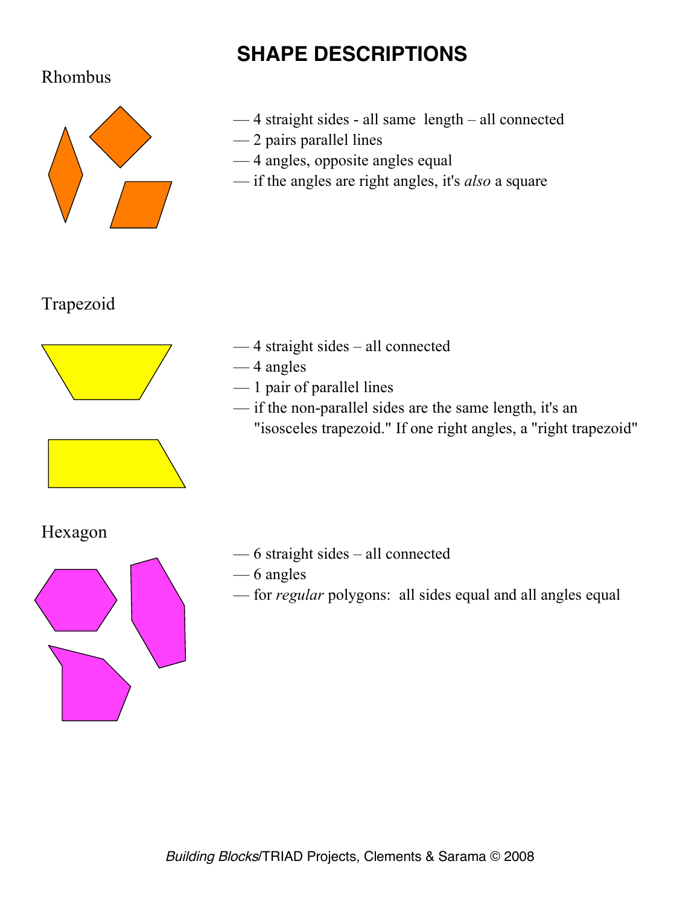# SHAPE DESCRIPTIONS

## Rhombus

— 4 straight sides - all same length – all connected
— 2 pairs parallel lines
— 4 angles, opposite angles equal
— if the angles are right angles, it's *also* a square

## Trapezoid

— 4 straight sides – all connected
— 4 angles
— 1 pair of parallel lines
— if the non-parallel sides are the same length, it's an "isosceles trapezoid." If one right angles, a "right trapezoid"

## Hexagon

— 6 straight sides – all connected
— 6 angles
— for *regular* polygons: all sides equal and all angles equal

*Building Blocks*/TRIAD Projects, Clements & Sarama © 2008